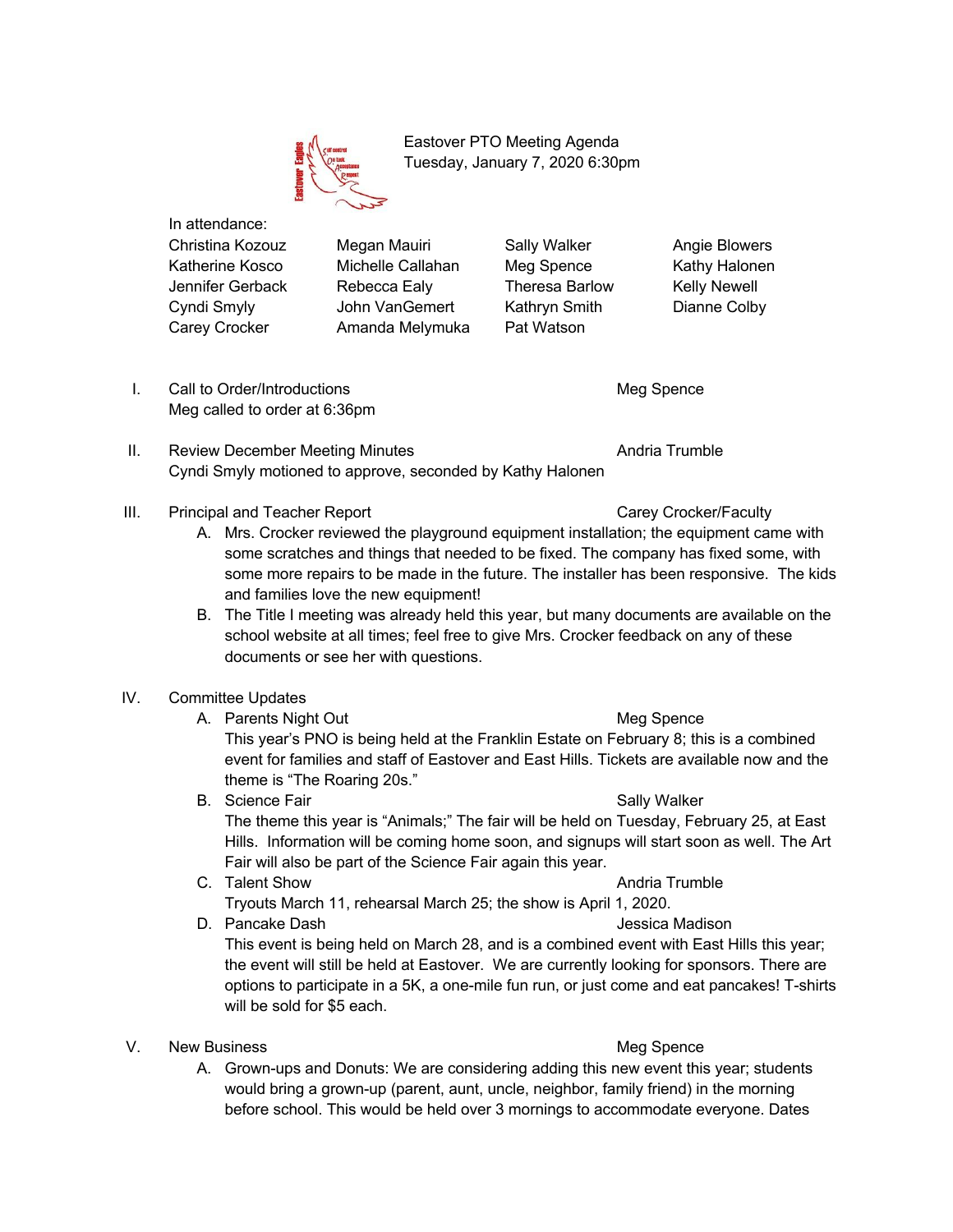# Eastover PTO Meeting Agenda

Tuesday, January 7, 2020 6:30pm

In attendance:

| | | | |
|---|---|---|---|
| Christina Kozouz | Megan Mauiri | Sally Walker | Angie Blowers |
| Katherine Kosco | Michelle Callahan | Meg Spence | Kathy Halonen |
| Jennifer Gerback | Rebecca Ealy | Theresa Barlow | Kelly Newell |
| Cyndi Smyly | John VanGemert | Kathryn Smith | Dianne Colby |
| Carey Crocker | Amanda Melymuka | Pat Watson | |

I. Call to Order/Introductions — Meg Spence

Meg called to order at 6:36pm

II. Review December Meeting Minutes — Andria Trumble

Cyndi Smyly motioned to approve, seconded by Kathy Halonen

III. Principal and Teacher Report — Carey Crocker/Faculty

A. Mrs. Crocker reviewed the playground equipment installation; the equipment came with some scratches and things that needed to be fixed. The company has fixed some, with some more repairs to be made in the future. The installer has been responsive. The kids and families love the new equipment!

B. The Title I meeting was already held this year, but many documents are available on the school website at all times; feel free to give Mrs. Crocker feedback on any of these documents or see her with questions.

IV. Committee Updates

A. Parents Night Out — Meg Spence

This year's PNO is being held at the Franklin Estate on February 8; this is a combined event for families and staff of Eastover and East Hills. Tickets are available now and the theme is "The Roaring 20s."

B. Science Fair — Sally Walker

The theme this year is "Animals;" The fair will be held on Tuesday, February 25, at East Hills. Information will be coming home soon, and signups will start soon as well. The Art Fair will also be part of the Science Fair again this year.

C. Talent Show — Andria Trumble

Tryouts March 11, rehearsal March 25; the show is April 1, 2020.

D. Pancake Dash — Jessica Madison

This event is being held on March 28, and is a combined event with East Hills this year; the event will still be held at Eastover. We are currently looking for sponsors. There are options to participate in a 5K, a one-mile fun run, or just come and eat pancakes! T-shirts will be sold for $5 each.

V. New Business — Meg Spence

A. Grown-ups and Donuts: We are considering adding this new event this year; students would bring a grown-up (parent, aunt, uncle, neighbor, family friend) in the morning before school. This would be held over 3 mornings to accommodate everyone. Dates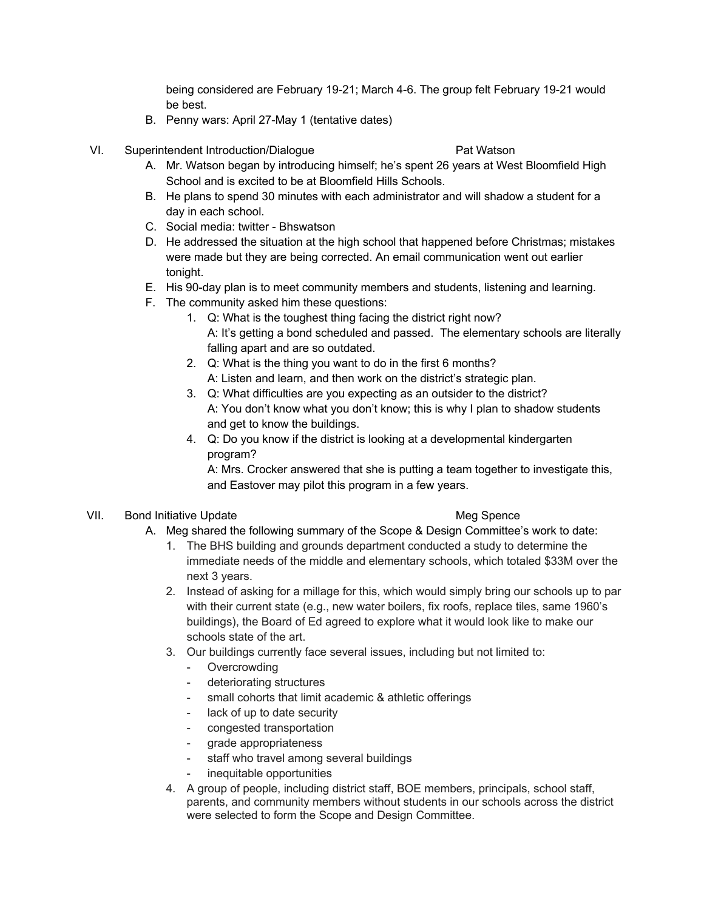being considered are February 19-21; March 4-6. The group felt February 19-21 would be best.

B. Penny wars: April 27-May 1 (tentative dates)

VI. Superintendent Introduction/Dialogue — Pat Watson

A. Mr. Watson began by introducing himself; he's spent 26 years at West Bloomfield High School and is excited to be at Bloomfield Hills Schools.
B. He plans to spend 30 minutes with each administrator and will shadow a student for a day in each school.
C. Social media: twitter - Bhswatson
D. He addressed the situation at the high school that happened before Christmas; mistakes were made but they are being corrected. An email communication went out earlier tonight.
E. His 90-day plan is to meet community members and students, listening and learning.
F. The community asked him these questions:
   1. Q: What is the toughest thing facing the district right now?
      A: It's getting a bond scheduled and passed. The elementary schools are literally falling apart and are so outdated.
   2. Q: What is the thing you want to do in the first 6 months?
      A: Listen and learn, and then work on the district's strategic plan.
   3. Q: What difficulties are you expecting as an outsider to the district?
      A: You don't know what you don't know; this is why I plan to shadow students and get to know the buildings.
   4. Q: Do you know if the district is looking at a developmental kindergarten program?
      A: Mrs. Crocker answered that she is putting a team together to investigate this, and Eastover may pilot this program in a few years.

VII. Bond Initiative Update — Meg Spence

A. Meg shared the following summary of the Scope & Design Committee's work to date:
   1. The BHS building and grounds department conducted a study to determine the immediate needs of the middle and elementary schools, which totaled $33M over the next 3 years.
   2. Instead of asking for a millage for this, which would simply bring our schools up to par with their current state (e.g., new water boilers, fix roofs, replace tiles, same 1960's buildings), the Board of Ed agreed to explore what it would look like to make our schools state of the art.
   3. Our buildings currently face several issues, including but not limited to:
      - Overcrowding
      - deteriorating structures
      - small cohorts that limit academic & athletic offerings
      - lack of up to date security
      - congested transportation
      - grade appropriateness
      - staff who travel among several buildings
      - inequitable opportunities
   4. A group of people, including district staff, BOE members, principals, school staff, parents, and community members without students in our schools across the district were selected to form the Scope and Design Committee.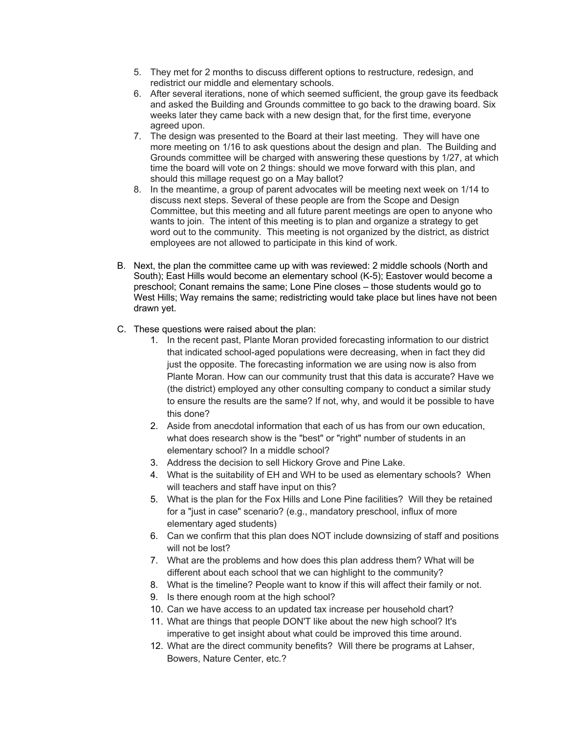5. They met for 2 months to discuss different options to restructure, redesign, and redistrict our middle and elementary schools.
6. After several iterations, none of which seemed sufficient, the group gave its feedback and asked the Building and Grounds committee to go back to the drawing board. Six weeks later they came back with a new design that, for the first time, everyone agreed upon.
7. The design was presented to the Board at their last meeting. They will have one more meeting on 1/16 to ask questions about the design and plan. The Building and Grounds committee will be charged with answering these questions by 1/27, at which time the board will vote on 2 things: should we move forward with this plan, and should this millage request go on a May ballot?
8. In the meantime, a group of parent advocates will be meeting next week on 1/14 to discuss next steps. Several of these people are from the Scope and Design Committee, but this meeting and all future parent meetings are open to anyone who wants to join. The intent of this meeting is to plan and organize a strategy to get word out to the community. This meeting is not organized by the district, as district employees are not allowed to participate in this kind of work.

B. Next, the plan the committee came up with was reviewed: 2 middle schools (North and South); East Hills would become an elementary school (K-5); Eastover would become a preschool; Conant remains the same; Lone Pine closes – those students would go to West Hills; Way remains the same; redistricting would take place but lines have not been drawn yet.

C. These questions were raised about the plan:

1. In the recent past, Plante Moran provided forecasting information to our district that indicated school-aged populations were decreasing, when in fact they did just the opposite. The forecasting information we are using now is also from Plante Moran. How can our community trust that this data is accurate? Have we (the district) employed any other consulting company to conduct a similar study to ensure the results are the same? If not, why, and would it be possible to have this done?
2. Aside from anecdotal information that each of us has from our own education, what does research show is the "best" or "right" number of students in an elementary school? In a middle school?
3. Address the decision to sell Hickory Grove and Pine Lake.
4. What is the suitability of EH and WH to be used as elementary schools? When will teachers and staff have input on this?
5. What is the plan for the Fox Hills and Lone Pine facilities? Will they be retained for a "just in case" scenario? (e.g., mandatory preschool, influx of more elementary aged students)
6. Can we confirm that this plan does NOT include downsizing of staff and positions will not be lost?
7. What are the problems and how does this plan address them? What will be different about each school that we can highlight to the community?
8. What is the timeline? People want to know if this will affect their family or not.
9. Is there enough room at the high school?
10. Can we have access to an updated tax increase per household chart?
11. What are things that people DON'T like about the new high school? It's imperative to get insight about what could be improved this time around.
12. What are the direct community benefits? Will there be programs at Lahser, Bowers, Nature Center, etc.?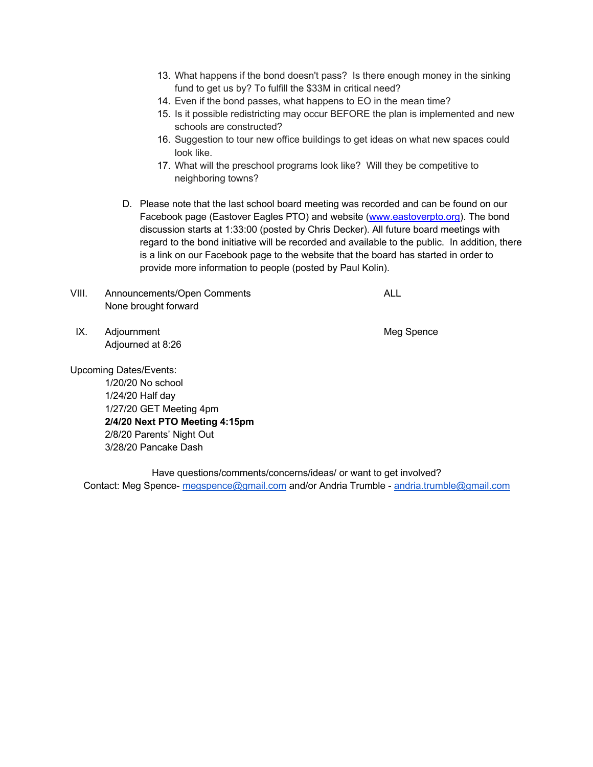13. What happens if the bond doesn't pass? Is there enough money in the sinking fund to get us by? To fulfill the $33M in critical need?
14. Even if the bond passes, what happens to EO in the mean time?
15. Is it possible redistricting may occur BEFORE the plan is implemented and new schools are constructed?
16. Suggestion to tour new office buildings to get ideas on what new spaces could look like.
17. What will the preschool programs look like? Will they be competitive to neighboring towns?

D. Please note that the last school board meeting was recorded and can be found on our Facebook page (Eastover Eagles PTO) and website (www.eastoverpto.org). The bond discussion starts at 1:33:00 (posted by Chris Decker). All future board meetings with regard to the bond initiative will be recorded and available to the public. In addition, there is a link on our Facebook page to the website that the board has started in order to provide more information to people (posted by Paul Kolin).

VIII. Announcements/Open Comments — ALL

None brought forward

IX. Adjournment — Meg Spence

Adjourned at 8:26

Upcoming Dates/Events:

1/20/20 No school
1/24/20 Half day
1/27/20 GET Meeting 4pm
**2/4/20 Next PTO Meeting 4:15pm**
2/8/20 Parents' Night Out
3/28/20 Pancake Dash

Have questions/comments/concerns/ideas/ or want to get involved?
Contact: Meg Spence- megspence@gmail.com and/or Andria Trumble - andria.trumble@gmail.com